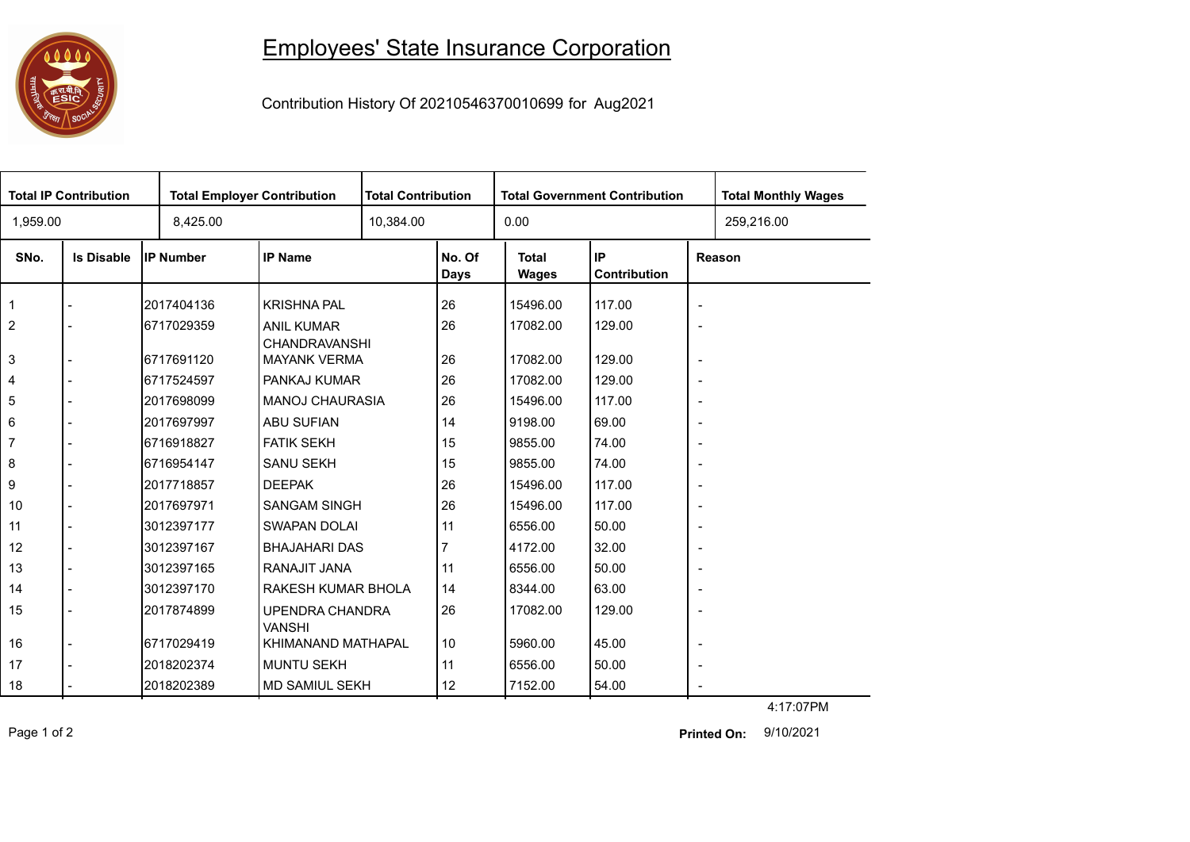# Employees' State Insurance Corporation

Contribution History Of 20210546370010699 for Aug2021

| Total IP Contribution | Total Employer Contribution | Total Contribution | Total Government Contribution | Total Monthly Wages |
|---|---|---|---|---|
| 1,959.00 | 8,425.00 | 10,384.00 | 0.00 | 259,216.00 |

| SNo. | Is Disable | IP Number | IP Name | No. Of Days | Total Wages | IP Contribution | Reason |
|---|---|---|---|---|---|---|---|
| 1 | - | 2017404136 | KRISHNA PAL | 26 | 15496.00 | 117.00 | - |
| 2 | - | 6717029359 | ANIL KUMAR CHANDRAVANSHI | 26 | 17082.00 | 129.00 | - |
| 3 | - | 6717691120 | MAYANK VERMA | 26 | 17082.00 | 129.00 | - |
| 4 | - | 6717524597 | PANKAJ KUMAR | 26 | 17082.00 | 129.00 | - |
| 5 | - | 2017698099 | MANOJ CHAURASIA | 26 | 15496.00 | 117.00 | - |
| 6 | - | 2017697997 | ABU SUFIAN | 14 | 9198.00 | 69.00 | - |
| 7 | - | 6716918827 | FATIK SEKH | 15 | 9855.00 | 74.00 | - |
| 8 | - | 6716954147 | SANU SEKH | 15 | 9855.00 | 74.00 | - |
| 9 | - | 2017718857 | DEEPAK | 26 | 15496.00 | 117.00 | - |
| 10 | - | 2017697971 | SANGAM SINGH | 26 | 15496.00 | 117.00 | - |
| 11 | - | 3012397177 | SWAPAN DOLAI | 11 | 6556.00 | 50.00 | - |
| 12 | - | 3012397167 | BHAJAHARI DAS | 7 | 4172.00 | 32.00 | - |
| 13 | - | 3012397165 | RANAJIT JANA | 11 | 6556.00 | 50.00 | - |
| 14 | - | 3012397170 | RAKESH KUMAR BHOLA | 14 | 8344.00 | 63.00 | - |
| 15 | - | 2017874899 | UPENDRA CHANDRA VANSHI | 26 | 17082.00 | 129.00 | - |
| 16 | - | 6717029419 | KHIMANAND MATHAPAL | 10 | 5960.00 | 45.00 | - |
| 17 | - | 2018202374 | MUNTU SEKH | 11 | 6556.00 | 50.00 | - |
| 18 | - | 2018202389 | MD SAMIUL SEKH | 12 | 7152.00 | 54.00 | - |

4:17:07PM

**Printed On:** 9/10/2021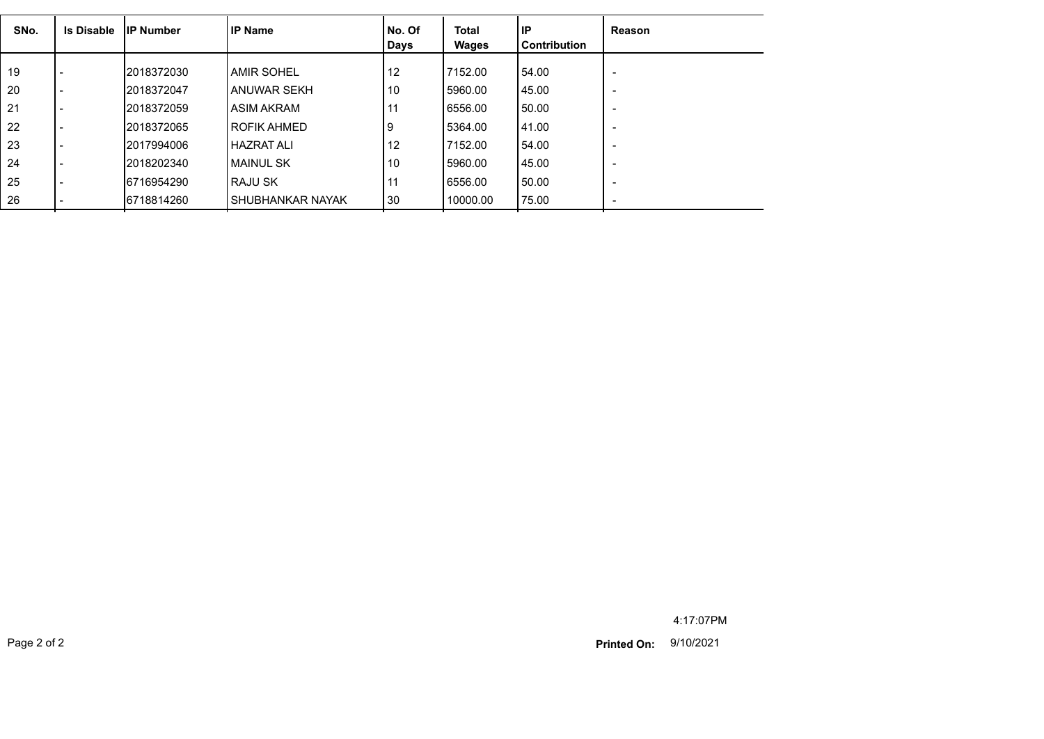| SNo. | Is Disable | IP Number | IP Name | No. Of Days | Total Wages | IP Contribution | Reason |
|---|---|---|---|---|---|---|---|
| 19 | - | 2018372030 | AMIR SOHEL | 12 | 7152.00 | 54.00 | - |
| 20 | - | 2018372047 | ANUWAR SEKH | 10 | 5960.00 | 45.00 | - |
| 21 | - | 2018372059 | ASIM AKRAM | 11 | 6556.00 | 50.00 | - |
| 22 | - | 2018372065 | ROFIK AHMED | 9 | 5364.00 | 41.00 | - |
| 23 | - | 2017994006 | HAZRAT ALI | 12 | 7152.00 | 54.00 | - |
| 24 | - | 2018202340 | MAINUL SK | 10 | 5960.00 | 45.00 | - |
| 25 | - | 6716954290 | RAJU SK | 11 | 6556.00 | 50.00 | - |
| 26 | - | 6718814260 | SHUBHANKAR NAYAK | 30 | 10000.00 | 75.00 | - |

4:17:07PM

**Printed On:** 9/10/2021